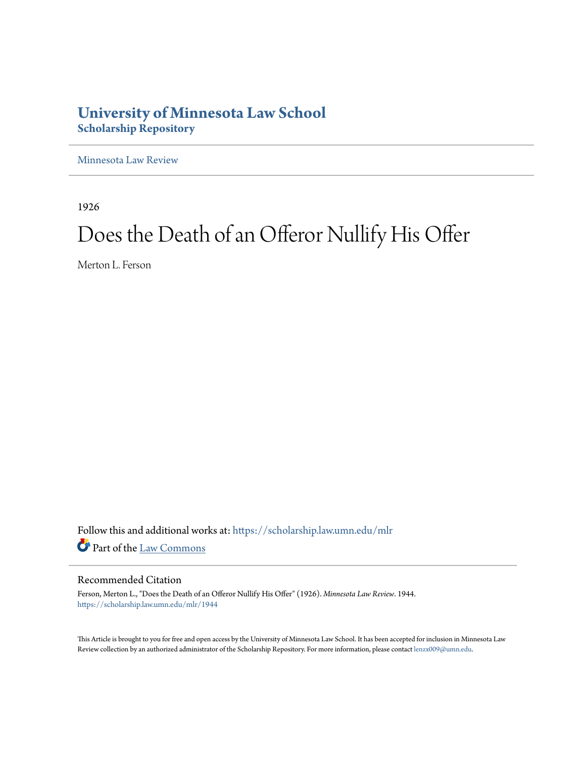# University of Minnesota Law School
## Scholarship Repository

Minnesota Law Review

1926

# Does the Death of an Offeror Nullify His Offer

Merton L. Ferson

Follow this and additional works at: https://scholarship.law.umn.edu/mlr

Part of the Law Commons

### Recommended Citation

Ferson, Merton L., "Does the Death of an Offeror Nullify His Offer" (1926). *Minnesota Law Review*. 1944.
https://scholarship.law.umn.edu/mlr/1944

This Article is brought to you for free and open access by the University of Minnesota Law School. It has been accepted for inclusion in Minnesota Law Review collection by an authorized administrator of the Scholarship Repository. For more information, please contact lenzx009@umn.edu.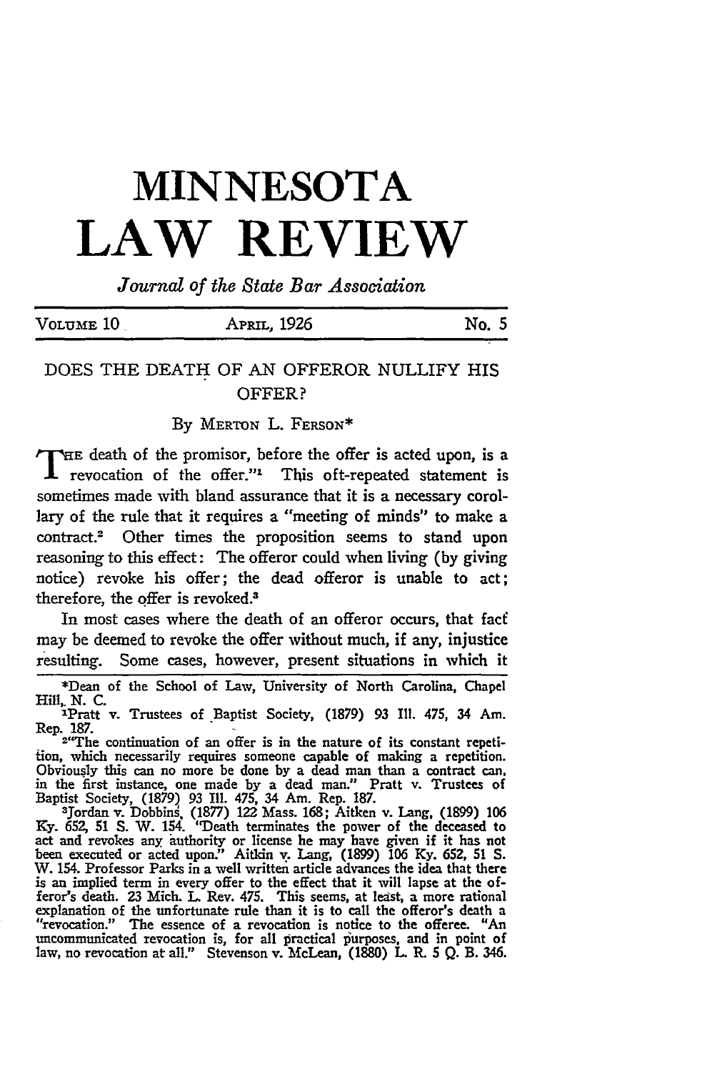# MINNESOTA LAW REVIEW

*Journal of the State Bar Association*

VOLUME 10 | APRIL, 1926 | No. 5

## DOES THE DEATH OF AN OFFEROR NULLIFY HIS OFFER?

By MERTON L. FERSON*

"THE death of the promisor, before the offer is acted upon, is a revocation of the offer."[1] This oft-repeated statement is sometimes made with bland assurance that it is a necessary corollary of the rule that it requires a "meeting of minds" to make a contract.[2] Other times the proposition seems to stand upon reasoning to this effect: The offeror could when living (by giving notice) revoke his offer; the dead offeror is unable to act; therefore, the offer is revoked.[3]

In most cases where the death of an offeror occurs, that fact may be deemed to revoke the offer without much, if any, injustice resulting. Some cases, however, present situations in which it

---

*Dean of the School of Law, University of North Carolina, Chapel Hill, N. C.

[1]Pratt v. Trustees of Baptist Society, (1879) 93 Ill. 475, 34 Am. Rep. 187.

[2]"The continuation of an offer is in the nature of its constant repetition, which necessarily requires someone capable of making a repetition. Obviously this can no more be done by a dead man than a contract can, in the first instance, one made by a dead man." Pratt v. Trustees of Baptist Society, (1879) 93 Ill. 475, 34 Am. Rep. 187.

[3]Jordan v. Dobbins, (1877) 122 Mass. 168; Aitken v. Lang, (1899) 106 Ky. 652, 51 S. W. 154. "Death terminates the power of the deceased to act and revokes any authority or license he may have given if it has not been executed or acted upon." Aitkin v. Lang, (1899) 106 Ky. 652, 51 S. W. 154. Professor Parks in a well written article advances the idea that there is an implied term in every offer to the effect that it will lapse at the offeror's death. 23 Mich. L. Rev. 475. This seems, at least, a more rational explanation of the unfortunate rule than it is to call the offeror's death a "revocation." The essence of a revocation is notice to the offeree. "An uncommunicated revocation is, for all practical purposes, and in point of law, no revocation at all." Stevenson v. McLean, (1880) L. R. 5 Q. B. 346.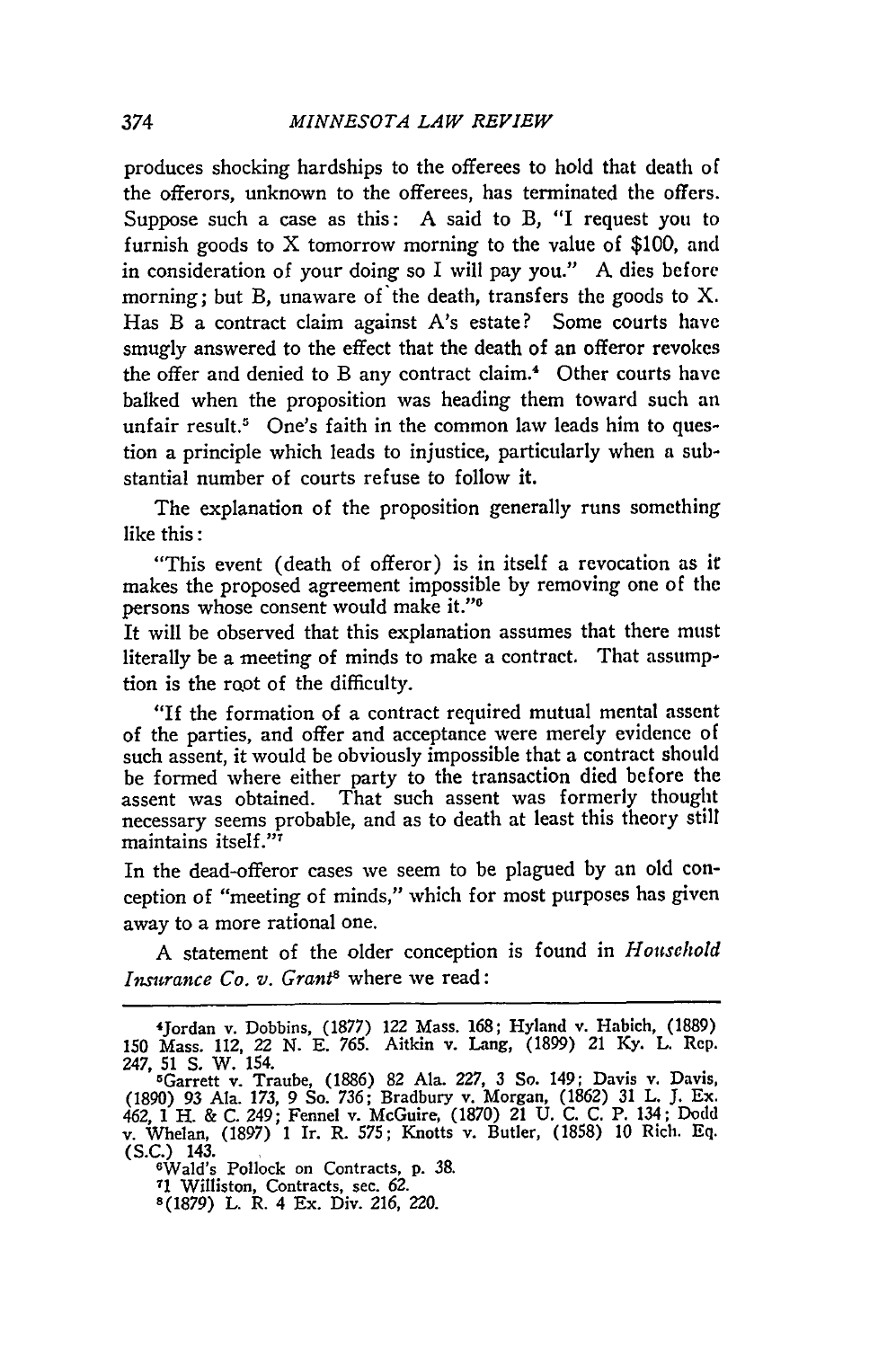produces shocking hardships to the offerees to hold that death of the offerors, unknown to the offerees, has terminated the offers. Suppose such a case as this: A said to B, "I request you to furnish goods to X tomorrow morning to the value of $100, and in consideration of your doing so I will pay you." A dies before morning; but B, unaware of the death, transfers the goods to X. Has B a contract claim against A's estate? Some courts have smugly answered to the effect that the death of an offeror revokes the offer and denied to B any contract claim.[4] Other courts have balked when the proposition was heading them toward such an unfair result.[5] One's faith in the common law leads him to question a principle which leads to injustice, particularly when a substantial number of courts refuse to follow it.

The explanation of the proposition generally runs something like this:

"This event (death of offeror) is in itself a revocation as it makes the proposed agreement impossible by removing one of the persons whose consent would make it."[6]

It will be observed that this explanation assumes that there must literally be a meeting of minds to make a contract. That assumption is the root of the difficulty.

"If the formation of a contract required mutual mental assent of the parties, and offer and acceptance were merely evidence of such assent, it would be obviously impossible that a contract should be formed where either party to the transaction died before the assent was obtained. That such assent was formerly thought necessary seems probable, and as to death at least this theory still maintains itself."[7]

In the dead-offeror cases we seem to be plagued by an old conception of "meeting of minds," which for most purposes has given away to a more rational one.

A statement of the older conception is found in *Household Insurance Co. v. Grant*[8] where we read:

---

[4]Jordan v. Dobbins, (1877) 122 Mass. 168; Hyland v. Habich, (1889) 150 Mass. 112, 22 N. E. 765. Aitkin v. Lang, (1899) 21 Ky. L. Rep. 247, 51 S. W. 154.

[5]Garrett v. Traube, (1886) 82 Ala. 227, 3 So. 149; Davis v. Davis, (1890) 93 Ala. 173, 9 So. 736; Bradbury v. Morgan, (1862) 31 L. J. Ex. 462, 1 H. & C. 249; Fennel v. McGuire, (1870) 21 U. C. C. P. 134; Dodd v. Whelan, (1897) 1 Ir. R. 575; Knotts v. Butler, (1858) 10 Rich. Eq. (S.C.) 143.

[6]Wald's Pollock on Contracts, p. 38.

[7]1 Williston, Contracts, sec. 62.

[8](1879) L. R. 4 Ex. Div. 216, 220.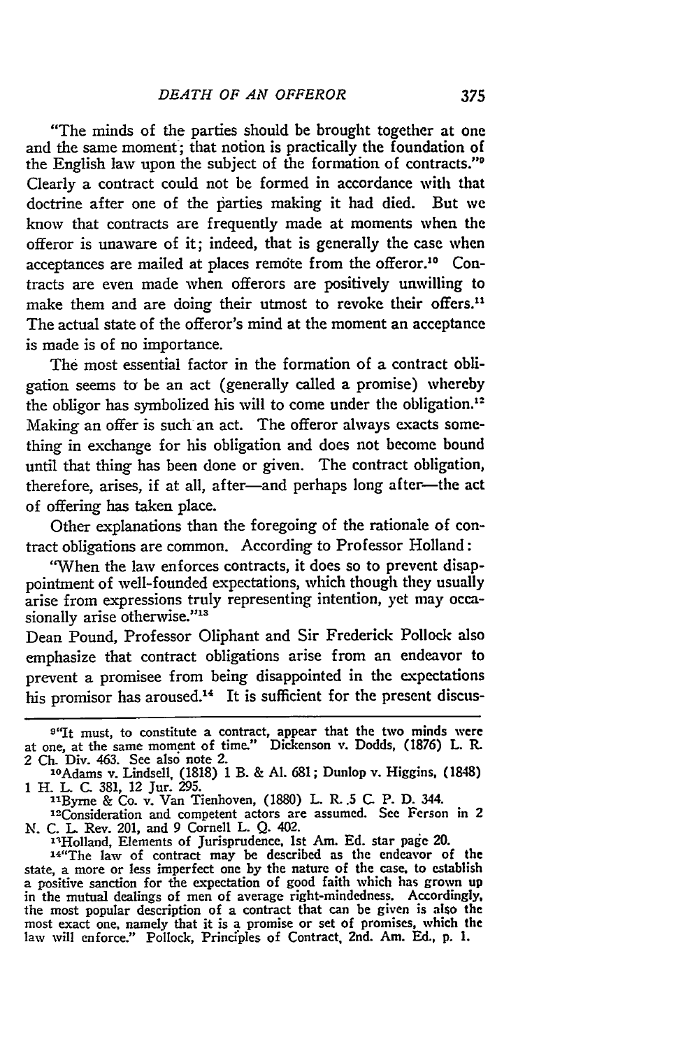"The minds of the parties should be brought together at one and the same moment; that notion is practically the foundation of the English law upon the subject of the formation of contracts."[9] Clearly a contract could not be formed in accordance with that doctrine after one of the parties making it had died. But we know that contracts are frequently made at moments when the offeror is unaware of it; indeed, that is generally the case when acceptances are mailed at places remote from the offeror.[10] Contracts are even made when offerors are positively unwilling to make them and are doing their utmost to revoke their offers.[11] The actual state of the offeror's mind at the moment an acceptance is made is of no importance.

The most essential factor in the formation of a contract obligation seems to be an act (generally called a promise) whereby the obligor has symbolized his will to come under the obligation.[12] Making an offer is such an act. The offeror always exacts something in exchange for his obligation and does not become bound until that thing has been done or given. The contract obligation, therefore, arises, if at all, after—and perhaps long after—the act of offering has taken place.

Other explanations than the foregoing of the rationale of contract obligations are common. According to Professor Holland:

"When the law enforces contracts, it does so to prevent disappointment of well-founded expectations, which though they usually arise from expressions truly representing intention, yet may occasionally arise otherwise."[13]

Dean Pound, Professor Oliphant and Sir Frederick Pollock also emphasize that contract obligations arise from an endeavor to prevent a promisee from being disappointed in the expectations his promisor has aroused.[14] It is sufficient for the present discus-

---

[9]"It must, to constitute a contract, appear that the two minds were at one, at the same moment of time." Dickenson v. Dodds, (1876) L. R. 2 Ch. Div. 463. See also note 2.

[10]Adams v. Lindsell, (1818) 1 B. & Al. 681; Dunlop v. Higgins, (1848) 1 H. L. C. 381, 12 Jur. 295.

[11]Byrne & Co. v. Van Tienhoven, (1880) L. R. 5 C. P. D. 344.

[12]Consideration and competent actors are assumed. See Ferson in 2 N. C. L. Rev. 201, and 9 Cornell L. Q. 402.

[13]Holland, Elements of Jurisprudence, 1st Am. Ed. star page 20.

[14]"The law of contract may be described as the endeavor of the state, a more or less imperfect one by the nature of the case, to establish a positive sanction for the expectation of good faith which has grown up in the mutual dealings of men of average right-mindedness. Accordingly, the most popular description of a contract that can be given is also the most exact one, namely that it is a promise or set of promises, which the law will enforce." Pollock, Principles of Contract, 2nd. Am. Ed., p. 1.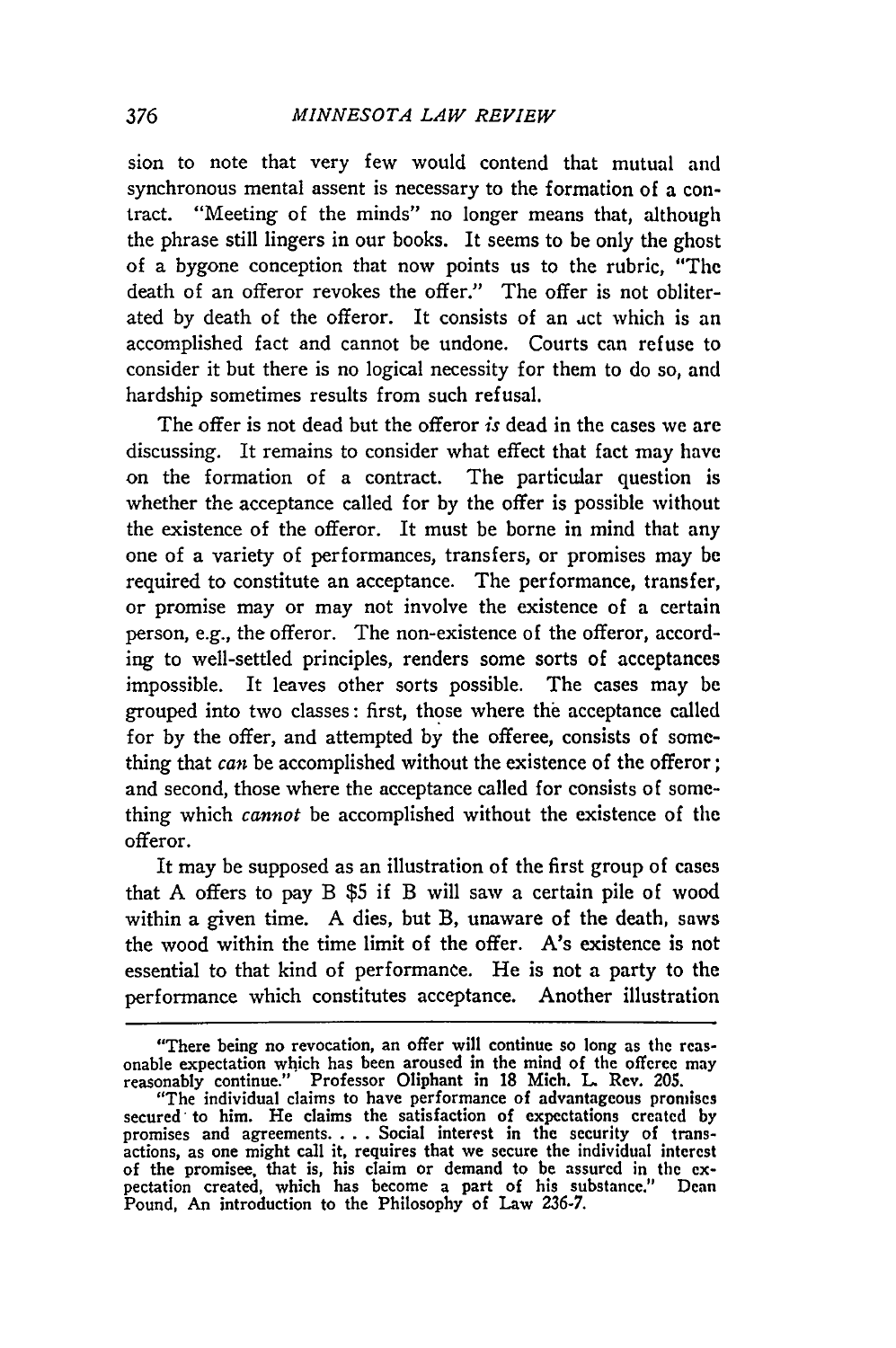sion to note that very few would contend that mutual and synchronous mental assent is necessary to the formation of a contract. "Meeting of the minds" no longer means that, although the phrase still lingers in our books. It seems to be only the ghost of a bygone conception that now points us to the rubric, "The death of an offeror revokes the offer." The offer is not obliterated by death of the offeror. It consists of an act which is an accomplished fact and cannot be undone. Courts can refuse to consider it but there is no logical necessity for them to do so, and hardship sometimes results from such refusal.

The offer is not dead but the offeror *is* dead in the cases we are discussing. It remains to consider what effect that fact may have on the formation of a contract. The particular question is whether the acceptance called for by the offer is possible without the existence of the offeror. It must be borne in mind that any one of a variety of performances, transfers, or promises may be required to constitute an acceptance. The performance, transfer, or promise may or may not involve the existence of a certain person, e.g., the offeror. The non-existence of the offeror, according to well-settled principles, renders some sorts of acceptances impossible. It leaves other sorts possible. The cases may be grouped into two classes: first, those where the acceptance called for by the offer, and attempted by the offeree, consists of something that *can* be accomplished without the existence of the offeror; and second, those where the acceptance called for consists of something which *cannot* be accomplished without the existence of the offeror.

It may be supposed as an illustration of the first group of cases that A offers to pay B $5 if B will saw a certain pile of wood within a given time. A dies, but B, unaware of the death, saws the wood within the time limit of the offer. A's existence is not essential to that kind of performance. He is not a party to the performance which constitutes acceptance. Another illustration

---

"There being no revocation, an offer will continue so long as the reasonable expectation which has been aroused in the mind of the offeree may reasonably continue." Professor Oliphant in 18 Mich. L. Rev. 205.

"The individual claims to have performance of advantageous promises secured to him. He claims the satisfaction of expectations created by promises and agreements. . . . Social interest in the security of transactions, as one might call it, requires that we secure the individual interest of the promisee, that is, his claim or demand to be assured in the expectation created, which has become a part of his substance." Dean Pound, An introduction to the Philosophy of Law 236-7.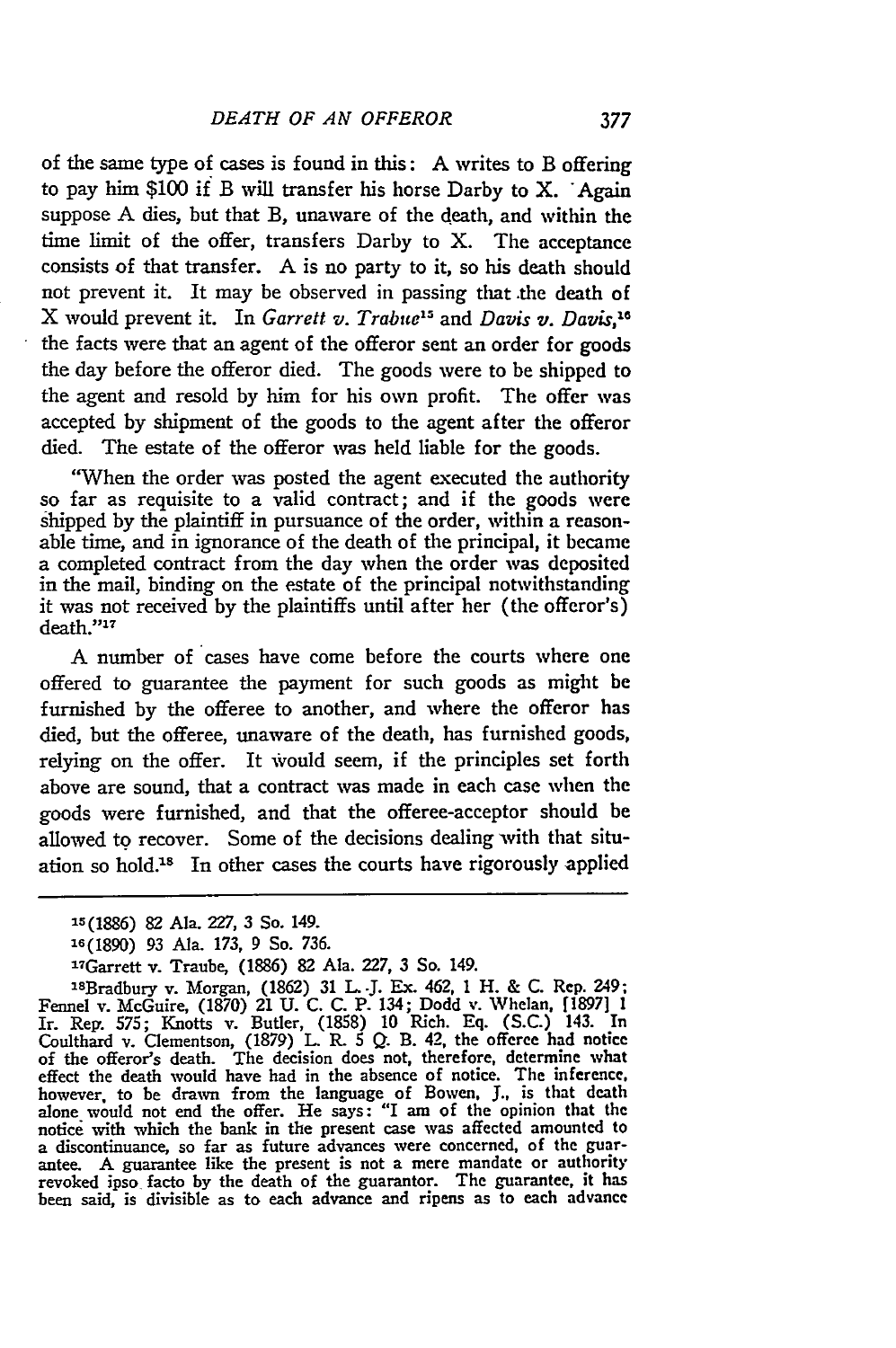of the same type of cases is found in this: A writes to B offering to pay him $100 if B will transfer his horse Darby to X. Again suppose A dies, but that B, unaware of the death, and within the time limit of the offer, transfers Darby to X. The acceptance consists of that transfer. A is no party to it, so his death should not prevent it. It may be observed in passing that the death of X would prevent it. In *Garrett v. Trabue*[15] and *Davis v. Davis*,[16] the facts were that an agent of the offeror sent an order for goods the day before the offeror died. The goods were to be shipped to the agent and resold by him for his own profit. The offer was accepted by shipment of the goods to the agent after the offeror died. The estate of the offeror was held liable for the goods.

"When the order was posted the agent executed the authority so far as requisite to a valid contract; and if the goods were shipped by the plaintiff in pursuance of the order, within a reasonable time, and in ignorance of the death of the principal, it became a completed contract from the day when the order was deposited in the mail, binding on the estate of the principal notwithstanding it was not received by the plaintiffs until after her (the offeror's) death."[17]

A number of cases have come before the courts where one offered to guarantee the payment for such goods as might be furnished by the offeree to another, and where the offeror has died, but the offeree, unaware of the death, has furnished goods, relying on the offer. It would seem, if the principles set forth above are sound, that a contract was made in each case when the goods were furnished, and that the offeree-acceptor should be allowed to recover. Some of the decisions dealing with that situation so hold.[18] In other cases the courts have rigorously applied

---

[15](1886) 82 Ala. 227, 3 So. 149.

[16](1890) 93 Ala. 173, 9 So. 736.

[17]Garrett v. Traube, (1886) 82 Ala. 227, 3 So. 149.

[18]Bradbury v. Morgan, (1862) 31 L.J. Ex. 462, 1 H. & C. Rep. 249; Fennel v. McGuire, (1870) 21 U. C. C. P. 134; Dodd v. Whelan, [1897] 1 Ir. Rep. 575; Knotts v. Butler, (1858) 10 Rich. Eq. (S.C.) 143. In Coulthard v. Clementson, (1879) L. R. 5 Q. B. 42, the offeree had notice of the offeror's death. The decision does not, therefore, determine what effect the death would have had in the absence of notice. The inference, however, to be drawn from the language of Bowen, J., is that death alone would not end the offer. He says: "I am of the opinion that the notice with which the bank in the present case was affected amounted to a discontinuance, so far as future advances were concerned, of the guarantee. A guarantee like the present is not a mere mandate or authority revoked ipso facto by the death of the guarantor. The guarantee, it has been said, is divisible as to each advance and ripens as to each advance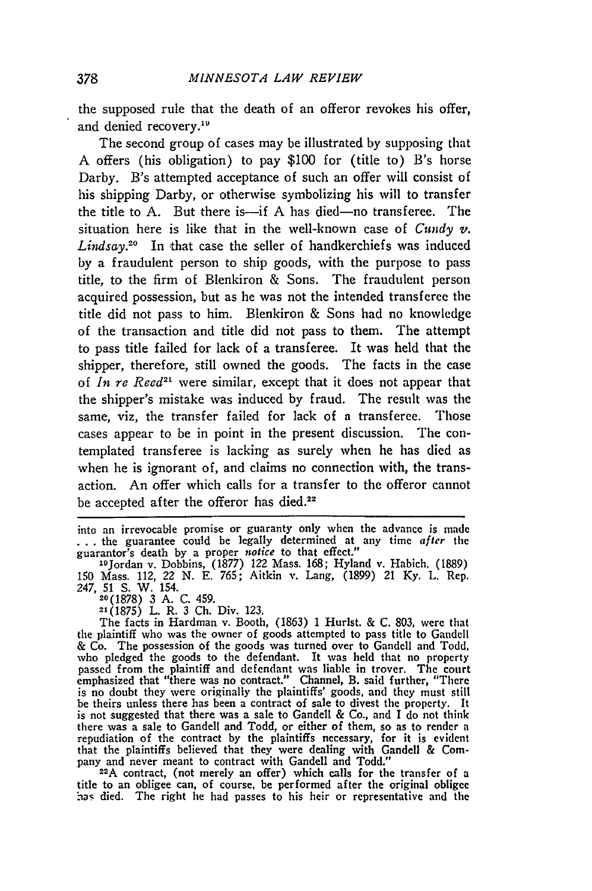the supposed rule that the death of an offeror revokes his offer, and denied recovery.[19]

The second group of cases may be illustrated by supposing that A offers (his obligation) to pay $100 for (title to) B's horse Darby. B's attempted acceptance of such an offer will consist of his shipping Darby, or otherwise symbolizing his will to transfer the title to A. But there is—if A has died—no transferee. The situation here is like that in the well-known case of *Cundy v. Lindsay*.[20] In that case the seller of handkerchiefs was induced by a fraudulent person to ship goods, with the purpose to pass title, to the firm of Blenkiron & Sons. The fraudulent person acquired possession, but as he was not the intended transferee the title did not pass to him. Blenkiron & Sons had no knowledge of the transaction and title did not pass to them. The attempt to pass title failed for lack of a transferee. It was held that the shipper, therefore, still owned the goods. The facts in the case of *In re Reed*[21] were similar, except that it does not appear that the shipper's mistake was induced by fraud. The result was the same, viz, the transfer failed for lack of a transferee. Those cases appear to be in point in the present discussion. The contemplated transferee is lacking as surely when he has died as when he is ignorant of, and claims no connection with, the transaction. An offer which calls for a transfer to the offeror cannot be accepted after the offeror has died.[22]

---

into an irrevocable promise or guaranty only when the advance is made . . . the guarantee could be legally determined at any time *after* the guarantor's death by a proper *notice* to that effect."

[19]Jordan v. Dobbins, (1877) 122 Mass. 168; Hyland v. Habich, (1889) 150 Mass. 112, 22 N. E. 765; Aitkin v. Lang, (1899) 21 Ky. L. Rep. 247, 51 S. W. 154.

[20](1878) 3 A. C. 459.

[21](1875) L. R. 3 Ch. Div. 123.

The facts in Hardman v. Booth, (1863) 1 Hurlst. & C. 803, were that the plaintiff who was the owner of goods attempted to pass title to Gandell & Co. The possession of the goods was turned over to Gandell and Todd, who pledged the goods to the defendant. It was held that no property passed from the plaintiff and defendant was liable in trover. The court emphasized that "there was no contract." Channel, B. said further, "There is no doubt they were originally the plaintiffs' goods, and they must still be theirs unless there has been a contract of sale to divest the property. It is not suggested that there was a sale to Gandell & Co., and I do not think there was a sale to Gandell and Todd, or either of them, so as to render a repudiation of the contract by the plaintiffs necessary, for it is evident that the plaintiffs believed that they were dealing with Gandell & Company and never meant to contract with Gandell and Todd."

[22]A contract, (not merely an offer) which calls for the transfer of a title to an obligee can, of course, be performed after the original obligee has died. The right he had passes to his heir or representative and the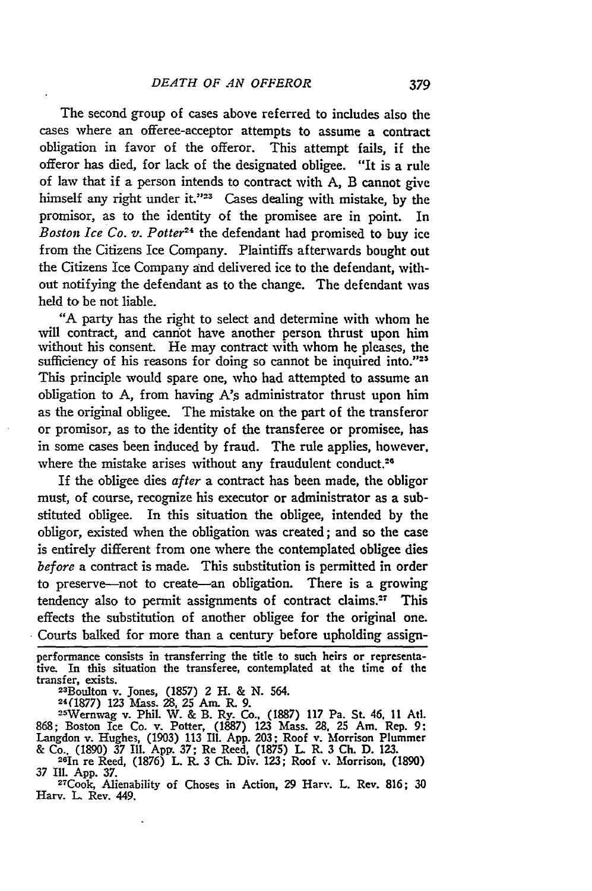The second group of cases above referred to includes also the cases where an offeree-acceptor attempts to assume a contract obligation in favor of the offeror. This attempt fails, if the offeror has died, for lack of the designated obligee. "It is a rule of law that if a person intends to contract with A, B cannot give himself any right under it."[23] Cases dealing with mistake, by the promisor, as to the identity of the promisee are in point. In *Boston Ice Co. v. Potter*[24] the defendant had promised to buy ice from the Citizens Ice Company. Plaintiffs afterwards bought out the Citizens Ice Company and delivered ice to the defendant, without notifying the defendant as to the change. The defendant was held to be not liable.

"A party has the right to select and determine with whom he will contract, and cannot have another person thrust upon him without his consent. He may contract with whom he pleases, the sufficiency of his reasons for doing so cannot be inquired into."[25] This principle would spare one, who had attempted to assume an obligation to A, from having A's administrator thrust upon him as the original obligee. The mistake on the part of the transferor or promisor, as to the identity of the transferee or promisee, has in some cases been induced by fraud. The rule applies, however, where the mistake arises without any fraudulent conduct.[26]

If the obligee dies *after* a contract has been made, the obligor must, of course, recognize his executor or administrator as a substituted obligee. In this situation the obligee, intended by the obligor, existed when the obligation was created; and so the case is entirely different from one where the contemplated obligee dies *before* a contract is made. This substitution is permitted in order to preserve—not to create—an obligation. There is a growing tendency also to permit assignments of contract claims.[27] This effects the substitution of another obligee for the original one. Courts balked for more than a century before upholding assign-

---

performance consists in transferring the title to such heirs or representative. In this situation the transferee, contemplated at the time of the transfer, exists.

[23]Boulton v. Jones, (1857) 2 H. & N. 564.

[24](1877) 123 Mass. 28, 25 Am. R. 9.

[25]Wernwag v. Phil. W. & B. Ry. Co., (1887) 117 Pa. St. 46, 11 Atl. 868; Boston Ice Co. v. Potter, (1887) 123 Mass. 28, 25 Am. Rep. 9: Langdon v. Hughes, (1903) 113 Ill. App. 203; Roof v. Morrison Plummer & Co., (1890) 37 Ill. App. 37; Re Reed, (1875) L. R. 3 Ch. D. 123.

[26]In re Reed, (1876) L. R. 3 Ch. Div. 123; Roof v. Morrison, (1890) 37 Ill. App. 37.

[27]Cook, Alienability of Choses in Action, 29 Harv. L. Rev. 816; 30 Harv. L. Rev. 449.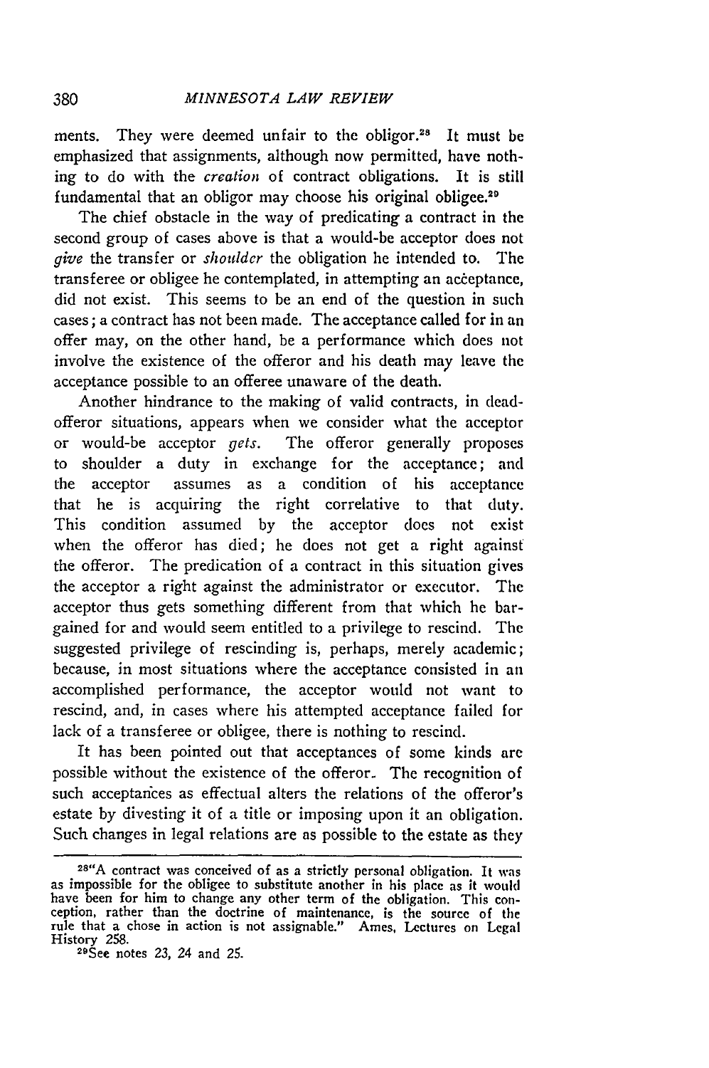ments. They were deemed unfair to the obligor.[28] It must be emphasized that assignments, although now permitted, have nothing to do with the *creation* of contract obligations. It is still fundamental that an obligor may choose his original obligee.[29]

The chief obstacle in the way of predicating a contract in the second group of cases above is that a would-be acceptor does not *give* the transfer or *shoulder* the obligation he intended to. The transferee or obligee he contemplated, in attempting an acceptance, did not exist. This seems to be an end of the question in such cases; a contract has not been made. The acceptance called for in an offer may, on the other hand, be a performance which does not involve the existence of the offeror and his death may leave the acceptance possible to an offeree unaware of the death.

Another hindrance to the making of valid contracts, in dead-offeror situations, appears when we consider what the acceptor or would-be acceptor *gets*. The offeror generally proposes to shoulder a duty in exchange for the acceptance; and the acceptor assumes as a condition of his acceptance that he is acquiring the right correlative to that duty. This condition assumed by the acceptor does not exist when the offeror has died; he does not get a right against the offeror. The predication of a contract in this situation gives the acceptor a right against the administrator or executor. The acceptor thus gets something different from that which he bargained for and would seem entitled to a privilege to rescind. The suggested privilege of rescinding is, perhaps, merely academic; because, in most situations where the acceptance consisted in an accomplished performance, the acceptor would not want to rescind, and, in cases where his attempted acceptance failed for lack of a transferee or obligee, there is nothing to rescind.

It has been pointed out that acceptances of some kinds are possible without the existence of the offeror. The recognition of such acceptances as effectual alters the relations of the offeror's estate by divesting it of a title or imposing upon it an obligation. Such changes in legal relations are as possible to the estate as they

---

[28]"A contract was conceived of as a strictly personal obligation. It was as impossible for the obligee to substitute another in his place as it would have been for him to change any other term of the obligation. This conception, rather than the doctrine of maintenance, is the source of the rule that a chose in action is not assignable." Ames, Lectures on Legal History 258.

[29]See notes 23, 24 and 25.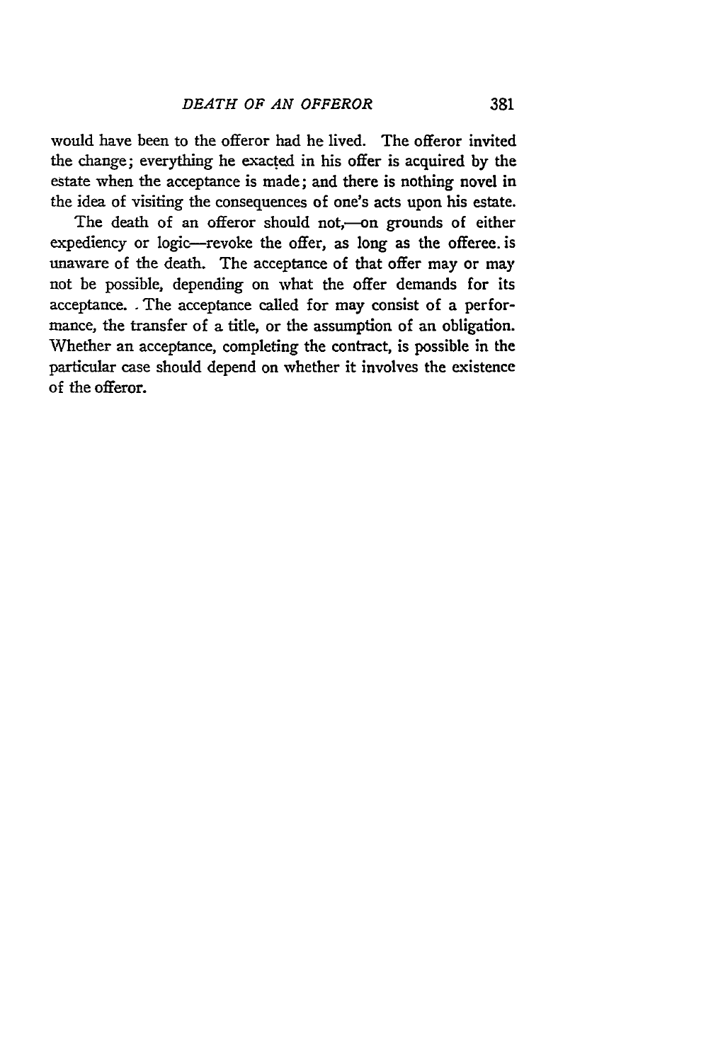would have been to the offeror had he lived. The offeror invited the change; everything he exacted in his offer is acquired by the estate when the acceptance is made; and there is nothing novel in the idea of visiting the consequences of one's acts upon his estate.

The death of an offeror should not,—on grounds of either expediency or logic—revoke the offer, as long as the offeree is unaware of the death. The acceptance of that offer may or may not be possible, depending on what the offer demands for its acceptance. The acceptance called for may consist of a performance, the transfer of a title, or the assumption of an obligation. Whether an acceptance, completing the contract, is possible in the particular case should depend on whether it involves the existence of the offeror.